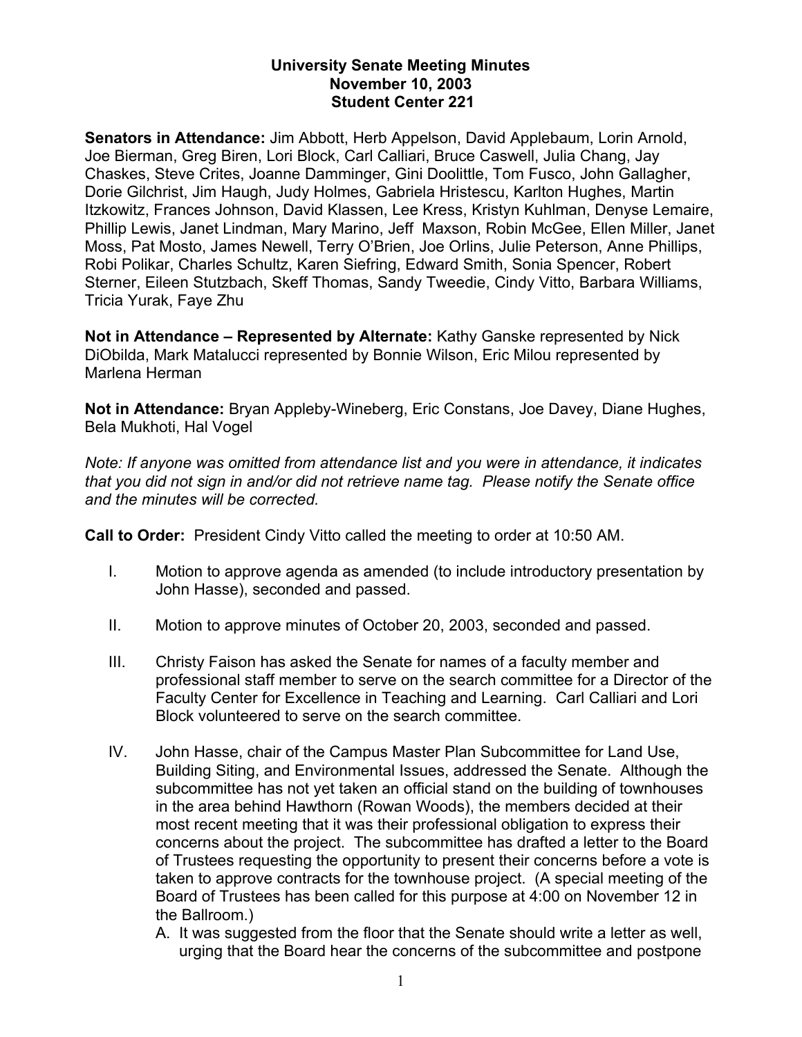**University Senate Meeting Minutes**
**November 10, 2003**
**Student Center 221**

**Senators in Attendance:** Jim Abbott, Herb Appelson, David Applebaum, Lorin Arnold, Joe Bierman, Greg Biren, Lori Block, Carl Calliari, Bruce Caswell, Julia Chang, Jay Chaskes, Steve Crites, Joanne Damminger, Gini Doolittle, Tom Fusco, John Gallagher, Dorie Gilchrist, Jim Haugh, Judy Holmes, Gabriela Hristescu, Karlton Hughes, Martin Itzkowitz, Frances Johnson, David Klassen, Lee Kress, Kristyn Kuhlman, Denyse Lemaire, Phillip Lewis, Janet Lindman, Mary Marino, Jeff Maxson, Robin McGee, Ellen Miller, Janet Moss, Pat Mosto, James Newell, Terry O'Brien, Joe Orlins, Julie Peterson, Anne Phillips, Robi Polikar, Charles Schultz, Karen Siefring, Edward Smith, Sonia Spencer, Robert Sterner, Eileen Stutzbach, Skeff Thomas, Sandy Tweedie, Cindy Vitto, Barbara Williams, Tricia Yurak, Faye Zhu

**Not in Attendance – Represented by Alternate:** Kathy Ganske represented by Nick DiObilda, Mark Matalucci represented by Bonnie Wilson, Eric Milou represented by Marlena Herman

**Not in Attendance:** Bryan Appleby-Wineberg, Eric Constans, Joe Davey, Diane Hughes, Bela Mukhoti, Hal Vogel

*Note: If anyone was omitted from attendance list and you were in attendance, it indicates that you did not sign in and/or did not retrieve name tag. Please notify the Senate office and the minutes will be corrected.*

**Call to Order:** President Cindy Vitto called the meeting to order at 10:50 AM.

I. Motion to approve agenda as amended (to include introductory presentation by John Hasse), seconded and passed.

II. Motion to approve minutes of October 20, 2003, seconded and passed.

III. Christy Faison has asked the Senate for names of a faculty member and professional staff member to serve on the search committee for a Director of the Faculty Center for Excellence in Teaching and Learning. Carl Calliari and Lori Block volunteered to serve on the search committee.

IV. John Hasse, chair of the Campus Master Plan Subcommittee for Land Use, Building Siting, and Environmental Issues, addressed the Senate. Although the subcommittee has not yet taken an official stand on the building of townhouses in the area behind Hawthorn (Rowan Woods), the members decided at their most recent meeting that it was their professional obligation to express their concerns about the project. The subcommittee has drafted a letter to the Board of Trustees requesting the opportunity to present their concerns before a vote is taken to approve contracts for the townhouse project. (A special meeting of the Board of Trustees has been called for this purpose at 4:00 on November 12 in the Ballroom.)

   A. It was suggested from the floor that the Senate should write a letter as well, urging that the Board hear the concerns of the subcommittee and postpone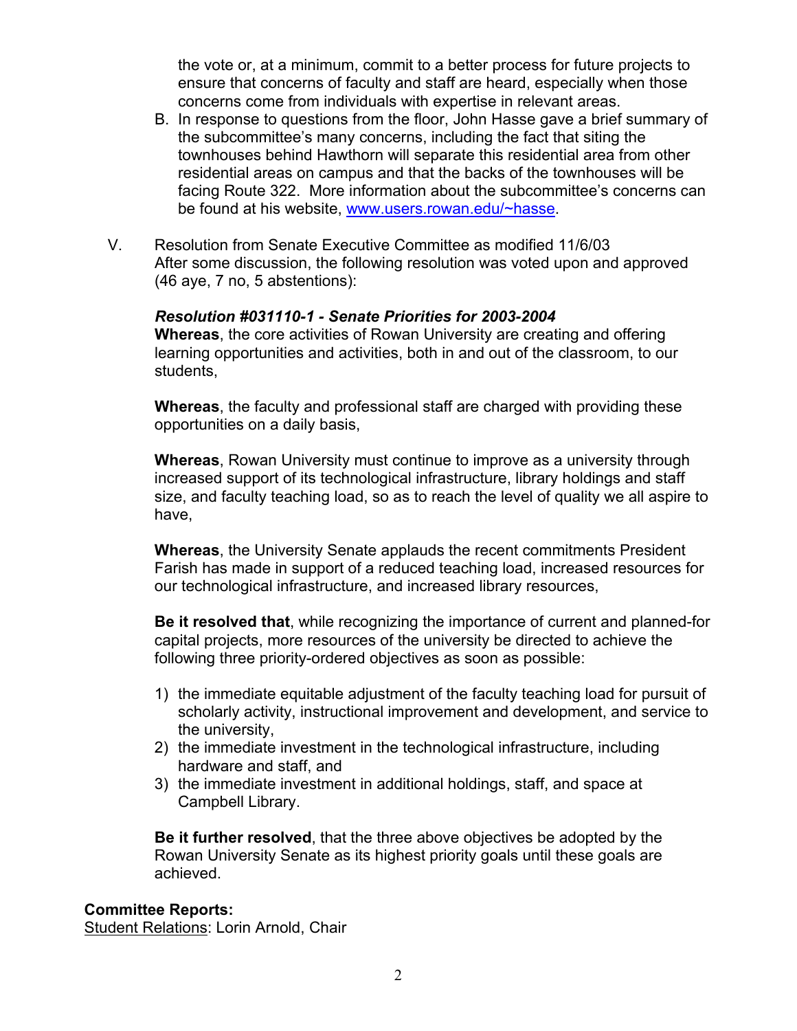the vote or, at a minimum, commit to a better process for future projects to ensure that concerns of faculty and staff are heard, especially when those concerns come from individuals with expertise in relevant areas.

B. In response to questions from the floor, John Hasse gave a brief summary of the subcommittee's many concerns, including the fact that siting the townhouses behind Hawthorn will separate this residential area from other residential areas on campus and that the backs of the townhouses will be facing Route 322. More information about the subcommittee's concerns can be found at his website, [www.users.rowan.edu/~hasse](http://www.users.rowan.edu/~hasse).

V. Resolution from Senate Executive Committee as modified 11/6/03
After some discussion, the following resolution was voted upon and approved (46 aye, 7 no, 5 abstentions):

***Resolution #031110-1 - Senate Priorities for 2003-2004***

**Whereas**, the core activities of Rowan University are creating and offering learning opportunities and activities, both in and out of the classroom, to our students,

**Whereas**, the faculty and professional staff are charged with providing these opportunities on a daily basis,

**Whereas**, Rowan University must continue to improve as a university through increased support of its technological infrastructure, library holdings and staff size, and faculty teaching load, so as to reach the level of quality we all aspire to have,

**Whereas**, the University Senate applauds the recent commitments President Farish has made in support of a reduced teaching load, increased resources for our technological infrastructure, and increased library resources,

**Be it resolved that**, while recognizing the importance of current and planned-for capital projects, more resources of the university be directed to achieve the following three priority-ordered objectives as soon as possible:

1) the immediate equitable adjustment of the faculty teaching load for pursuit of scholarly activity, instructional improvement and development, and service to the university,
2) the immediate investment in the technological infrastructure, including hardware and staff, and
3) the immediate investment in additional holdings, staff, and space at Campbell Library.

**Be it further resolved**, that the three above objectives be adopted by the Rowan University Senate as its highest priority goals until these goals are achieved.

**Committee Reports:**

Student Relations: Lorin Arnold, Chair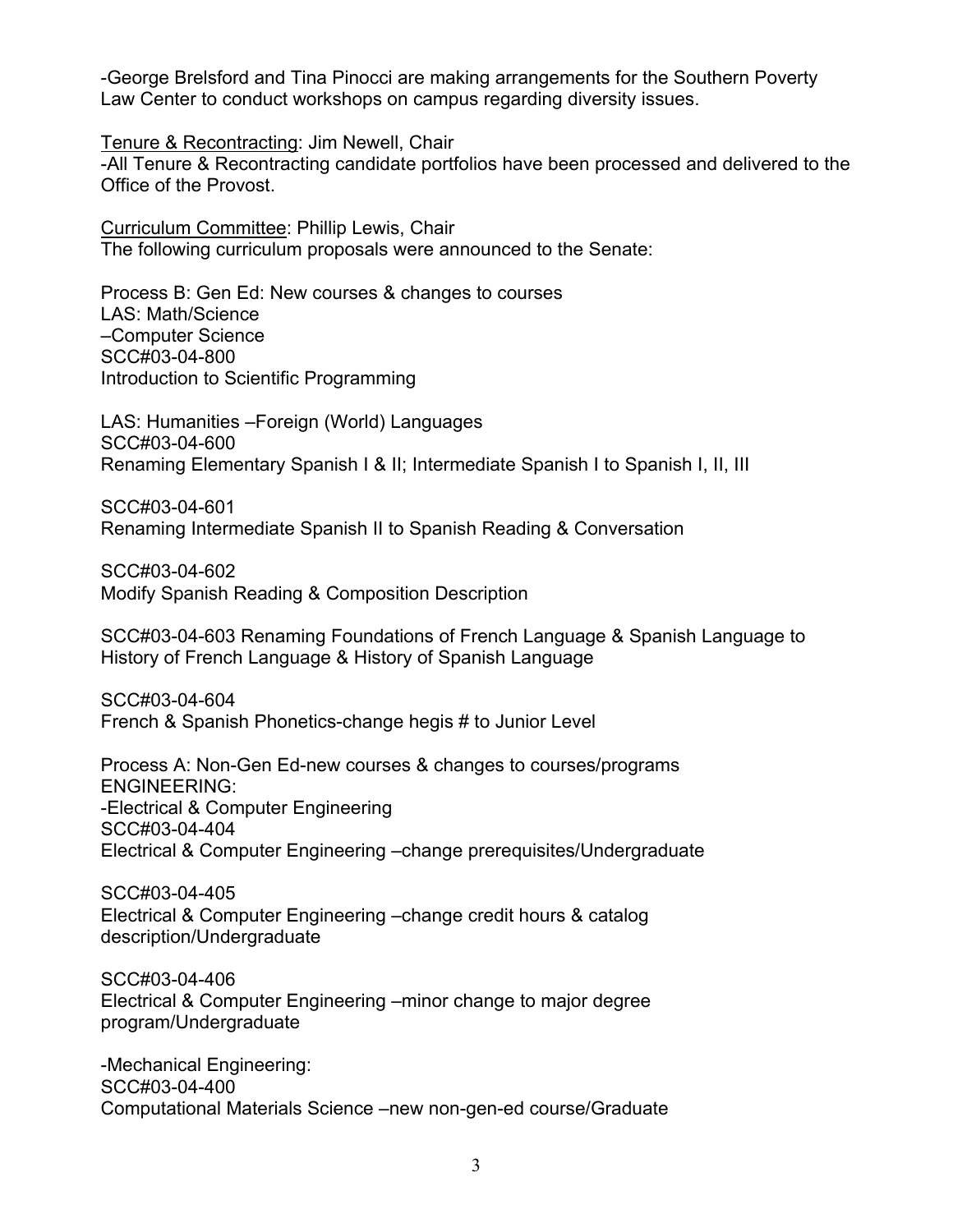-George Brelsford and Tina Pinocci are making arrangements for the Southern Poverty Law Center to conduct workshops on campus regarding diversity issues.

<u>Tenure & Recontracting</u>: Jim Newell, Chair
-All Tenure & Recontracting candidate portfolios have been processed and delivered to the Office of the Provost.

<u>Curriculum Committee</u>: Phillip Lewis, Chair
The following curriculum proposals were announced to the Senate:

Process B: Gen Ed: New courses & changes to courses
LAS: Math/Science
–Computer Science
SCC#03-04-800
Introduction to Scientific Programming

LAS: Humanities –Foreign (World) Languages
SCC#03-04-600
Renaming Elementary Spanish I & II; Intermediate Spanish I to Spanish I, II, III

SCC#03-04-601
Renaming Intermediate Spanish II to Spanish Reading & Conversation

SCC#03-04-602
Modify Spanish Reading & Composition Description

SCC#03-04-603 Renaming Foundations of French Language & Spanish Language to History of French Language & History of Spanish Language

SCC#03-04-604
French & Spanish Phonetics-change hegis # to Junior Level

Process A: Non-Gen Ed-new courses & changes to courses/programs
ENGINEERING:
-Electrical & Computer Engineering
SCC#03-04-404
Electrical & Computer Engineering –change prerequisites/Undergraduate

SCC#03-04-405
Electrical & Computer Engineering –change credit hours & catalog description/Undergraduate

SCC#03-04-406
Electrical & Computer Engineering –minor change to major degree program/Undergraduate

-Mechanical Engineering:
SCC#03-04-400
Computational Materials Science –new non-gen-ed course/Graduate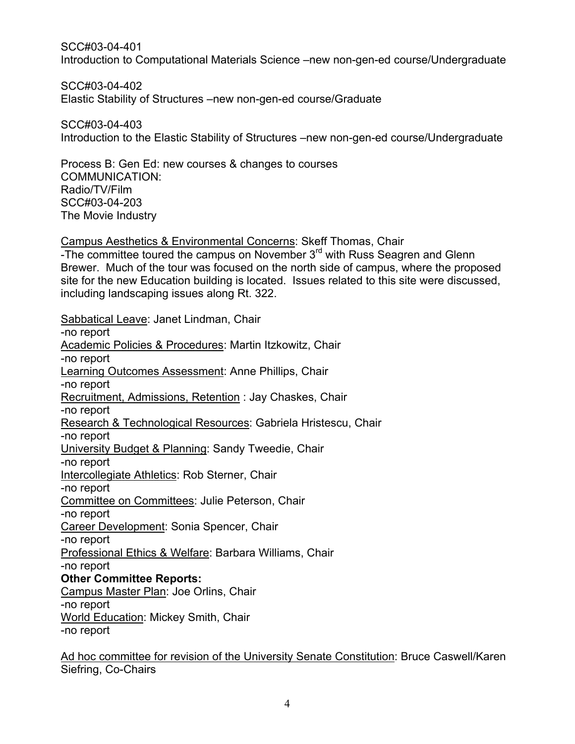SCC#03-04-401
Introduction to Computational Materials Science –new non-gen-ed course/Undergraduate

SCC#03-04-402
Elastic Stability of Structures –new non-gen-ed course/Graduate

SCC#03-04-403
Introduction to the Elastic Stability of Structures –new non-gen-ed course/Undergraduate

Process B: Gen Ed: new courses & changes to courses
COMMUNICATION:
Radio/TV/Film
SCC#03-04-203
The Movie Industry

<u>Campus Aesthetics & Environmental Concerns</u>: Skeff Thomas, Chair
-The committee toured the campus on November 3rd with Russ Seagren and Glenn Brewer. Much of the tour was focused on the north side of campus, where the proposed site for the new Education building is located. Issues related to this site were discussed, including landscaping issues along Rt. 322.

<u>Sabbatical Leave</u>: Janet Lindman, Chair
-no report
<u>Academic Policies & Procedures</u>: Martin Itzkowitz, Chair
-no report
<u>Learning Outcomes Assessment</u>: Anne Phillips, Chair
-no report
<u>Recruitment, Admissions, Retention</u> : Jay Chaskes, Chair
-no report
<u>Research & Technological Resources</u>: Gabriela Hristescu, Chair
-no report
<u>University Budget & Planning</u>: Sandy Tweedie, Chair
-no report
<u>Intercollegiate Athletics</u>: Rob Sterner, Chair
-no report
<u>Committee on Committees</u>: Julie Peterson, Chair
-no report
<u>Career Development</u>: Sonia Spencer, Chair
-no report
<u>Professional Ethics & Welfare</u>: Barbara Williams, Chair
-no report
**Other Committee Reports:**
<u>Campus Master Plan</u>: Joe Orlins, Chair
-no report
<u>World Education</u>: Mickey Smith, Chair
-no report

<u>Ad hoc committee for revision of the University Senate Constitution</u>: Bruce Caswell/Karen Siefring, Co-Chairs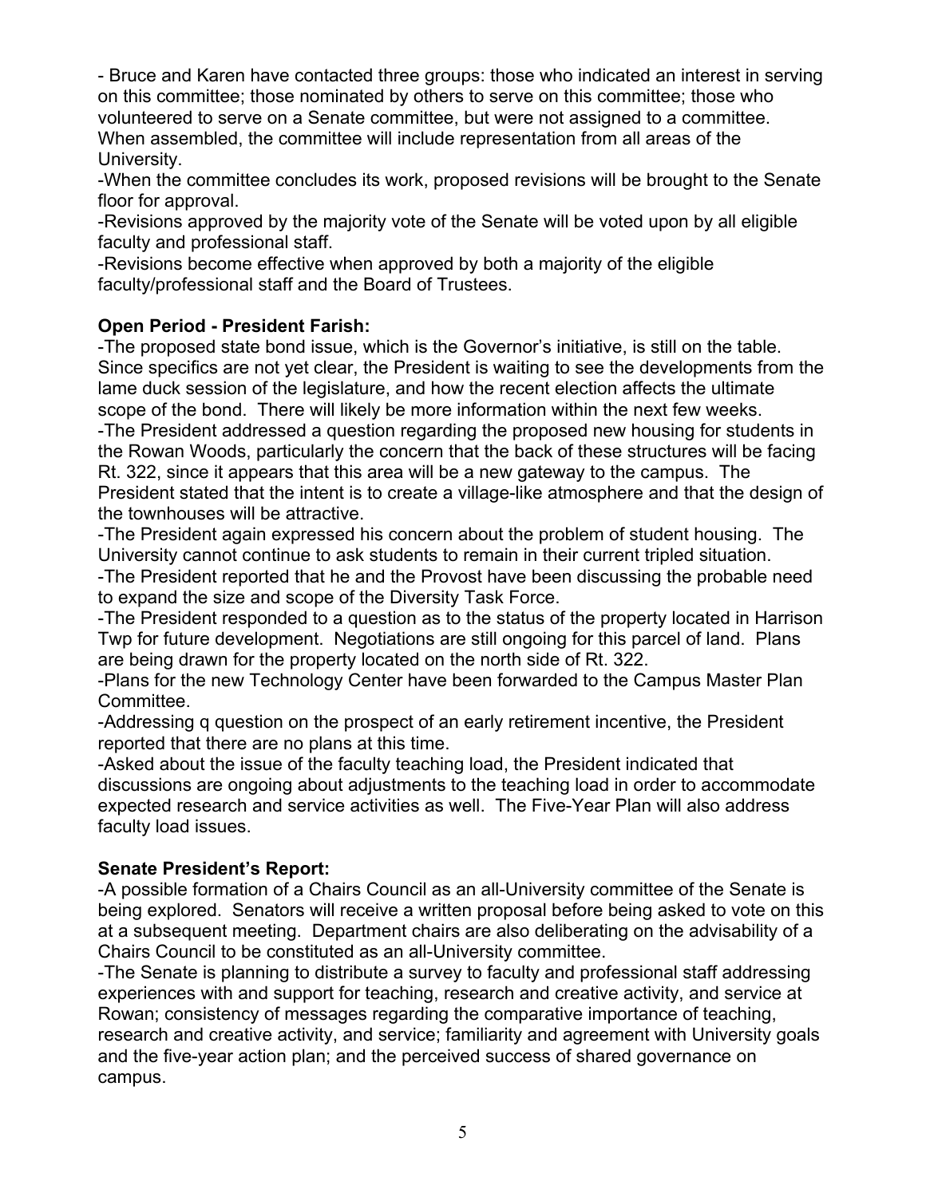- Bruce and Karen have contacted three groups: those who indicated an interest in serving on this committee; those nominated by others to serve on this committee; those who volunteered to serve on a Senate committee, but were not assigned to a committee. When assembled, the committee will include representation from all areas of the University.

-When the committee concludes its work, proposed revisions will be brought to the Senate floor for approval.

-Revisions approved by the majority vote of the Senate will be voted upon by all eligible faculty and professional staff.

-Revisions become effective when approved by both a majority of the eligible faculty/professional staff and the Board of Trustees.

**Open Period - President Farish:**

-The proposed state bond issue, which is the Governor's initiative, is still on the table. Since specifics are not yet clear, the President is waiting to see the developments from the lame duck session of the legislature, and how the recent election affects the ultimate scope of the bond. There will likely be more information within the next few weeks.

-The President addressed a question regarding the proposed new housing for students in the Rowan Woods, particularly the concern that the back of these structures will be facing Rt. 322, since it appears that this area will be a new gateway to the campus. The President stated that the intent is to create a village-like atmosphere and that the design of the townhouses will be attractive.

-The President again expressed his concern about the problem of student housing. The University cannot continue to ask students to remain in their current tripled situation.

-The President reported that he and the Provost have been discussing the probable need to expand the size and scope of the Diversity Task Force.

-The President responded to a question as to the status of the property located in Harrison Twp for future development. Negotiations are still ongoing for this parcel of land. Plans are being drawn for the property located on the north side of Rt. 322.

-Plans for the new Technology Center have been forwarded to the Campus Master Plan Committee.

-Addressing q question on the prospect of an early retirement incentive, the President reported that there are no plans at this time.

-Asked about the issue of the faculty teaching load, the President indicated that discussions are ongoing about adjustments to the teaching load in order to accommodate expected research and service activities as well. The Five-Year Plan will also address faculty load issues.

**Senate President's Report:**

-A possible formation of a Chairs Council as an all-University committee of the Senate is being explored. Senators will receive a written proposal before being asked to vote on this at a subsequent meeting. Department chairs are also deliberating on the advisability of a Chairs Council to be constituted as an all-University committee.

-The Senate is planning to distribute a survey to faculty and professional staff addressing experiences with and support for teaching, research and creative activity, and service at Rowan; consistency of messages regarding the comparative importance of teaching, research and creative activity, and service; familiarity and agreement with University goals and the five-year action plan; and the perceived success of shared governance on campus.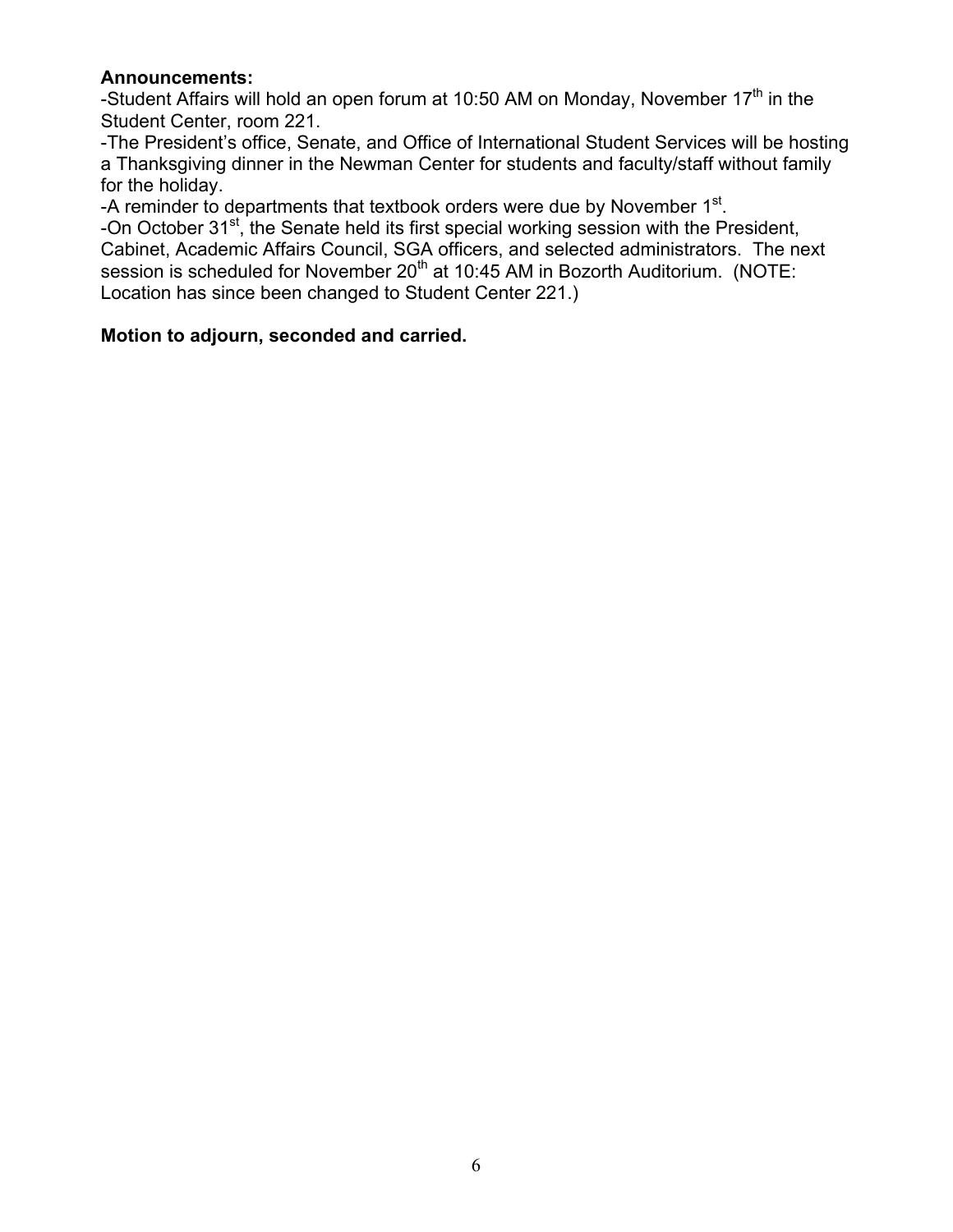**Announcements:**

-Student Affairs will hold an open forum at 10:50 AM on Monday, November 17th in the Student Center, room 221.

-The President's office, Senate, and Office of International Student Services will be hosting a Thanksgiving dinner in the Newman Center for students and faculty/staff without family for the holiday.

-A reminder to departments that textbook orders were due by November 1st.

-On October 31st, the Senate held its first special working session with the President, Cabinet, Academic Affairs Council, SGA officers, and selected administrators. The next session is scheduled for November 20th at 10:45 AM in Bozorth Auditorium. (NOTE: Location has since been changed to Student Center 221.)

**Motion to adjourn, seconded and carried.**